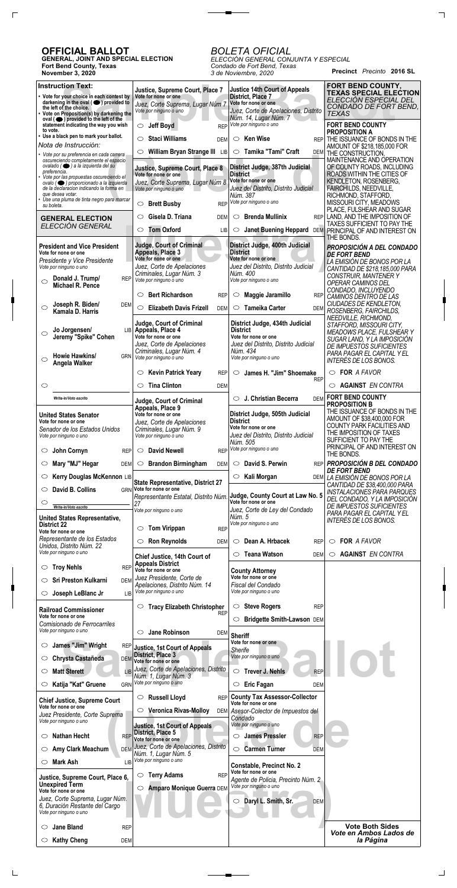# OFFICIAL BALLOT

**GENERAL, JOINT AND SPECIAL ELECTION**
**Fort Bend County, Texas**
**November 3, 2020**

*BOLETA OFICIAL*
*ELECCIÓN GENERAL CONJUNTA Y ESPECIAL*
*Condado de Fort Bend, Texas*
*3 de Noviembre, 2020*

**Precinct** *Precinto* **2016 SL**

**Instruction Text:**

- Vote for your choice in each contest by darkening in the oval (⬬) provided to the left of the choice.
- Vote on Proposition(s) by darkening the oval (⬬) provided to the left of the statement indicating the way you wish to vote.
- Use a black pen to mark your ballot.

*Nota de Instrucción:*

- *Vote por su preferencia en cada carrera oscureciendo completamente el espacio ovalado (⬬) a la izquierda del su preferencia.*
- *Vote por las propuestas oscureciendo el ovalo (⬬) proporcionado a la izquierda de la declaracion indicando la forma en que desea votar.*
- *Use una pluma de tinta negro para marcar su boleta.*

## GENERAL ELECTION
*ELECCIÓN GENERAL*

**President and Vice President**
**Vote for none or one**
*Presidente y Vice Presidente*
*Vote por ninguno o uno*

- ○ Donald J. Trump/ Michael R. Pence — REP
- ○ Joseph R. Biden/ Kamala D. Harris — DEM
- ○ Jo Jorgensen/ Jeremy "Spike" Cohen — LIB
- ○ Howie Hawkins/ Angela Walker — GRN
- ○ Write-in/Voto escrito

**United States Senator**
**Vote for none or one**
*Senador de los Estados Unidos*
*Vote por ninguno o uno*

- ○ John Cornyn — REP
- ○ Mary "MJ" Hegar — DEM
- ○ Kerry Douglas McKennon — LIB
- ○ David B. Collins — GRN
- ○ Write-in/Voto escrito

**United States Representative, District 22**
**Vote for none or one**
*Representante de los Estados Unidos, Distrito Núm. 22*
*Vote por ninguno o uno*

- ○ Troy Nehls — REP
- ○ Sri Preston Kulkarni — DEM
- ○ Joseph LeBlanc Jr — LIB

**Railroad Commissioner**
**Vote for none or one**
*Comisionado de Ferrocarriles*
*Vote por ninguno o uno*

- ○ James "Jim" Wright — REP
- ○ Chrysta Castañeda — DEM
- ○ Matt Sterett — LIB
- ○ Katija "Kat" Gruene — GRN

**Chief Justice, Supreme Court**
**Vote for none or one**
*Juez Presidente, Corte Suprema*
*Vote por ninguno o uno*

- ○ Nathan Hecht — REP
- ○ Amy Clark Meachum — DEM
- ○ Mark Ash — LIB

**Justice, Supreme Court, Place 6, Unexpired Term**
**Vote for none or one**
*Juez, Corte Suprema, Lugar Núm. 6, Duración Restante del Cargo*
*Vote por ninguno o uno*

- ○ Jane Bland — REP
- ○ Kathy Cheng — DEM

**Justice, Supreme Court, Place 7**
**Vote for none or one**
*Juez, Corte Suprema, Lugar Núm 7*
*Vote por ninguno o uno*

- ○ Jeff Boyd — REP
- ○ Staci Williams — DEM
- ○ William Bryan Strange III — LIB

**Justice, Supreme Court, Place 8**
**Vote for none or one**
*Juez, Corte Suprema, Lugar Núm 8*
*Vote por ninguno o uno*

- ○ Brett Busby — REP
- ○ Gisela D. Triana — DEM
- ○ Tom Oxford — LIB

**Judge, Court of Criminal Appeals, Place 3**
**Vote for none or one**
*Juez, Corte de Apelaciones Criminales, Lugar Núm. 3*
*Vote por ninguno o uno*

- ○ Bert Richardson — REP
- ○ Elizabeth Davis Frizell — DEM

**Judge, Court of Criminal Appeals, Place 4**
**Vote for none or one**
*Juez, Corte de Apelaciones Criminales, Lugar Núm. 4*
*Vote por ninguno o uno*

- ○ Kevin Patrick Yeary — REP
- ○ Tina Clinton — DEM

**Judge, Court of Criminal Appeals, Place 9**
**Vote for none or one**
*Juez, Corte de Apelaciones Criminales, Lugar Núm. 9*
*Vote por ninguno o uno*

- ○ David Newell — REP
- ○ Brandon Birmingham — DEM

**State Representative, District 27**
**Vote for none or one**
*Representante Estatal, Distrito Núm. 27*
*Vote por ninguno o uno*

- ○ Tom Virippan — REP
- ○ Ron Reynolds — DEM

**Chief Justice, 14th Court of Appeals District**
**Vote for none or one**
*Juez Presidente, Corte de Apelaciones, Distrito Núm. 14*
*Vote por ninguno o uno*

- ○ Tracy Elizabeth Christopher — REP
- ○ Jane Robinson — DEM

**Justice, 1st Court of Appeals District, Place 3**
**Vote for none or one**
*Juez, Corte de Apelaciones, Distrito Núm. 1, Lugar Núm. 3*
*Vote por ninguno o uno*

- ○ Russell Lloyd — REP
- ○ Veronica Rivas-Molloy — DEM

**Justice, 1st Court of Appeals District, Place 5**
**Vote for none or one**
*Juez, Corte de Apelaciones, Distrito Núm. 1, Lugar Núm. 5*
*Vote por ninguno o uno*

- ○ Terry Adams — REP
- ○ Amparo Monique Guerra — DEM

**Justice 14th Court of Appeals District, Place 7**
**Vote for none or one**
*Juez, Corte de Apelaciones, Distrito Núm. 14, Lugar Núm. 7*
*Vote por ninguno o uno*

- ○ Ken Wise — REP
- ○ Tamika "Tami" Craft — DEM

**District Judge, 387th Judicial District**
**Vote for none or one**
*Juez del Distrito, Distrito Judicial Núm. 387*
*Vote por ninguno o uno*

- ○ Brenda Mullinix — REP
- ○ Janet Buening Heppard — DEM

**District Judge, 400th Judicial District**
**Vote for none or one**
*Juez del Distrito, Distrito Judicial Núm. 400*
*Vote por ninguno o uno*

- ○ Maggie Jaramillo — REP
- ○ Tameika Carter — DEM

**District Judge, 434th Judicial District**
**Vote for none or one**
*Juez del Distrito, Distrito Judicial Núm. 434*
*Vote por ninguno o uno*

- ○ James H. "Jim" Shoemake — REP
- ○ J. Christian Becerra — DEM

**District Judge, 505th Judicial District**
**Vote for none or one**
*Juez del Distrito, Distrito Judicial Núm. 505*
*Vote por ninguno o uno*

- ○ David S. Perwin — REP
- ○ Kali Morgan — DEM

**Judge, County Court at Law No. 5**
**Vote for none or one**
*Juez, Corte de Ley del Condado Núm. 5*
*Vote por ninguno o uno*

- ○ Dean A. Hrbacek — REP
- ○ Teana Watson — DEM

**County Attorney**
**Vote for none or one**
*Fiscal del Condado*
*Vote por ninguno o uno*

- ○ Steve Rogers — REP
- ○ Bridgette Smith-Lawson — DEM

**Sheriff**
**Vote for none or one**
*Sherife*
*Vote por ninguno o uno*

- ○ Trever J. Nehls — REP
- ○ Eric Fagan — DEM

**County Tax Assessor-Collector**
**Vote for none or one**
*Asesor-Colector de Impuestos del Condado*
*Vote por ninguno o uno*

- ○ James Pressler — REP
- ○ Carmen Turner — DEM

**Constable, Precinct No. 2**
**Vote for none or one**
*Agente de Policía, Precinto Núm. 2*
*Vote por ninguno o uno*

- ○ Daryl L. Smith, Sr. — DEM

## FORT BEND COUNTY, TEXAS SPECIAL ELECTION
*ELECCIÓN ESPECIAL DEL CONDADO DE FORT BEND, TEXAS*

**FORT BEND COUNTY PROPOSITION A**

THE ISSUANCE OF BONDS IN THE AMOUNT OF $218,185,000 FOR THE CONSTRUCTION, MAINTENANCE AND OPERATION OF COUNTY ROADS, INCLUDING ROADS WITHIN THE CITIES OF KENDLETON, ROSENBERG, FAIRCHILDS, NEEDVILLE, RICHMOND, STAFFORD, MISSOURI CITY, MEADOWS PLACE, FULSHEAR AND SUGAR LAND, AND THE IMPOSITION OF TAXES SUFFICIENT TO PAY THE PRINCIPAL OF AND INTEREST ON THE BONDS.

***PROPOSICIÓN A DEL CONDADO DE FORT BEND***

*LA EMISIÓN DE BONOS POR LA CANTIDAD DE $218,185,000 PARA CONSTRUIR, MANTENER Y OPERAR CAMINOS DEL CONDADO, INCLUYENDO CAMINOS DENTRO DE LAS CIUDADES DE KENDLETON, ROSENBERG, FAIRCHILDS, NEEDVILLE, RICHMOND, STAFFORD, MISSOURI CITY, MEADOWS PLACE, FULSHEAR Y SUGAR LAND, Y LA IMPOSICIÓN DE IMPUESTOS SUFICIENTES PARA PAGAR EL CAPITAL Y EL INTERÉS DE LOS BONOS.*

- ○ **FOR** *A FAVOR*
- ○ **AGAINST** *EN CONTRA*

**FORT BEND COUNTY PROPOSITION B**

THE ISSUANCE OF BONDS IN THE AMOUNT OF $38,400,000 FOR COUNTY PARK FACILITIES AND THE IMPOSITION OF TAXES SUFFICIENT TO PAY THE PRINCIPAL OF AND INTEREST ON THE BONDS.

***PROPOSICIÓN B DEL CONDADO DE FORT BEND***

*LA EMISIÓN DE BONOS POR LA CANTIDAD DE $38,400,000 PARA INSTALACIONES PARA PARQUES DEL CONDADO, Y LA IMPOSICIÓN DE IMPUESTOS SUFICIENTES PARA PAGAR EL CAPITAL Y EL INTERÉS DE LOS BONOS.*

- ○ **FOR** *A FAVOR*
- ○ **AGAINST** *EN CONTRA*

**Vote Both Sides**
***Vote en Ambos Lados de la Página***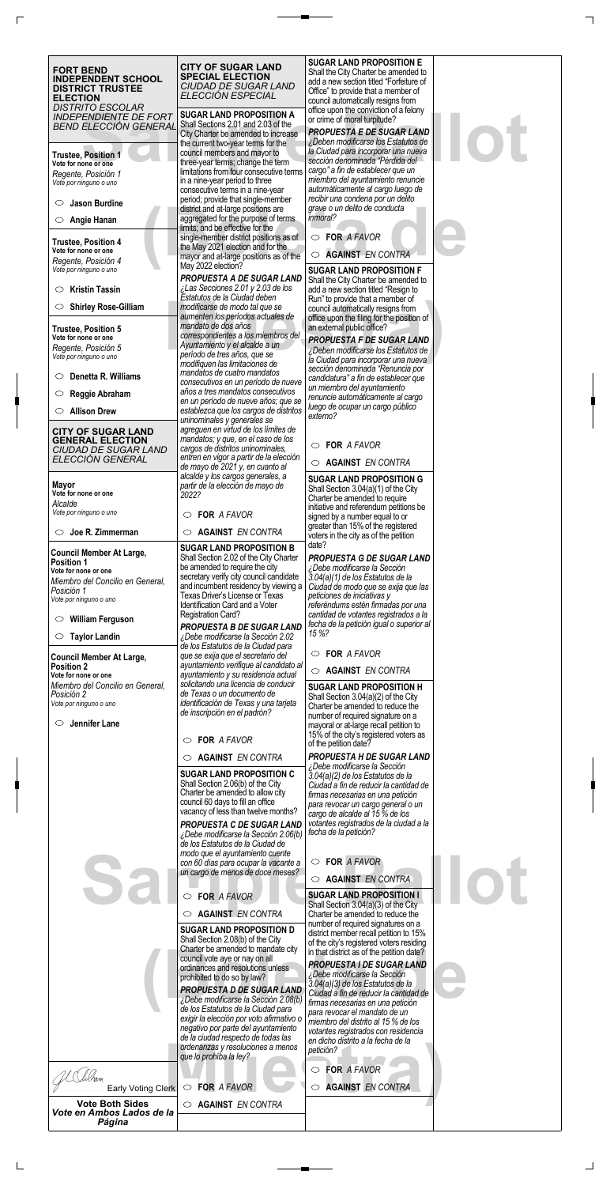## FORT BEND INDEPENDENT SCHOOL DISTRICT TRUSTEE ELECTION
*DISTRITO ESCOLAR INDEPENDIENTE DE FORT BEND ELECCIÓN GENERAL*

### Trustee, Position 1
Vote for none or one
*Regente, Posición 1*
*Vote por ninguno o uno*

- ○ **Jason Burdine**
- ○ **Angie Hanan**

### Trustee, Position 4
Vote for none or one
*Regente, Posición 4*
*Vote por ninguno o uno*

- ○ **Kristin Tassin**
- ○ **Shirley Rose-Gilliam**

### Trustee, Position 5
Vote for none or one
*Regente, Posición 5*
*Vote por ninguno o uno*

- ○ **Denetta R. Williams**
- ○ **Reggie Abraham**
- ○ **Allison Drew**

## CITY OF SUGAR LAND GENERAL ELECTION
*CIUDAD DE SUGAR LAND ELECCIÓN GENERAL*

### Mayor
Vote for none or one
*Alcalde*
*Vote por ninguno o uno*

- ○ **Joe R. Zimmerman**

### Council Member At Large, Position 1
Vote for none or one
*Miembro del Concilio en General, Posición 1*
*Vote por ninguno o uno*

- ○ **William Ferguson**
- ○ **Taylor Landin**

### Council Member At Large, Position 2
Vote for none or one
*Miembro del Concilio en General, Posición 2*
*Vote por ninguno o uno*

- ○ **Jennifer Lane**

## CITY OF SUGAR LAND SPECIAL ELECTION
*CIUDAD DE SUGAR LAND ELECCIÓN ESPECIAL*

### SUGAR LAND PROPOSITION A
Shall Sections 2.01 and 2.03 of the City Charter be amended to increase the current two-year terms for the council members and mayor to three-year terms; change the term limitations from four consecutive terms in a nine-year period to three consecutive terms in a nine-year period; provide that single-member district and at-large positions are aggregated for the purpose of terms limits; and be effective for the single-member district positions as of the May 2021 election and for the mayor and at-large positions as of the May 2022 election?

### *PROPUESTA A DE SUGAR LAND*
*¿Las Secciones 2.01 y 2.03 de los Estatutos de la Ciudad deben modificarse de modo tal que se aumenten los períodos actuales de mandato de dos años correspondientes a los miembros del Ayuntamiento y el alcalde a un período de tres años, que se modifiquen las limitaciones de mandatos de cuatro mandatos consecutivos en un período de nueve años a tres mandatos consecutivos en un período de nueve años; que se establezca que los cargos de distritos uninominales y generales se agreguen en virtud de los límites de mandatos; y que, en el caso de los cargos de distritos uninominales, entren en vigor a partir de la elección de mayo de 2021 y, en cuanto al alcalde y los cargos generales, a partir de la elección de mayo de 2022?*

- ○ **FOR** *A FAVOR*
- ○ **AGAINST** *EN CONTRA*

### SUGAR LAND PROPOSITION B
Shall Section 2.02 of the City Charter be amended to require the city secretary verify city council candidate and incumbent residency by viewing a Texas Driver's License or Texas Identification Card and a Voter Registration Card?

### *PROPUESTA B DE SUGAR LAND*
*¿Debe modificarse la Sección 2.02 de los Estatutos de la Ciudad para que se exija que el secretario del ayuntamiento verifique al candidato al ayuntamiento y su residencia actual solicitando una licencia de conducir de Texas o un documento de identificación de Texas y una tarjeta de inscripción en el padrón?*

- ○ **FOR** *A FAVOR*
- ○ **AGAINST** *EN CONTRA*

### SUGAR LAND PROPOSITION C
Shall Section 2.06(b) of the City Charter be amended to allow city council 60 days to fill an office vacancy of less than twelve months?

### *PROPUESTA C DE SUGAR LAND*
*¿Debe modificarse la Sección 2.06(b) de los Estatutos de la Ciudad de modo que el ayuntamiento cuente con 60 días para ocupar la vacante a un cargo de menos de doce meses?*

- ○ **FOR** *A FAVOR*
- ○ **AGAINST** *EN CONTRA*

### SUGAR LAND PROPOSITION D
Shall Section 2.08(b) of the City Charter be amended to mandate city council vote aye or nay on all ordinances and resolutions unless prohibited to do so by law?

### *PROPUESTA D DE SUGAR LAND*
*¿Debe modificarse la Sección 2.08(b) de los Estatutos de la Ciudad para exigir la elección por voto afirmativo o negativo por parte del ayuntamiento de la ciudad respecto de todas las ordenanzas y resoluciones a menos que lo prohíba la ley?*

- ○ **FOR** *A FAVOR*
- ○ **AGAINST** *EN CONTRA*

### SUGAR LAND PROPOSITION E
Shall the City Charter be amended to add a new section titled "Forfeiture of Office" to provide that a member of council automatically resigns from office upon the conviction of a felony or crime of moral turpitude?

### *PROPUESTA E DE SUGAR LAND*
*¿Deben modificarse los Estatutos de la Ciudad para incorporar una nueva sección denominada "Pérdida del cargo" a fin de establecer que un miembro del ayuntamiento renuncie automáticamente al cargo luego de recibir una condena por un delito grave o un delito de conducta inmoral?*

- ○ **FOR** *A FAVOR*
- ○ **AGAINST** *EN CONTRA*

### SUGAR LAND PROPOSITION F
Shall the City Charter be amended to add a new section titled "Resign to Run" to provide that a member of council automatically resigns from office upon the filing for the position of an external public office?

### *PROPUESTA F DE SUGAR LAND*
*¿Deben modificarse los Estatutos de la Ciudad para incorporar una nueva sección denominada "Renuncia por candidatura" a fin de establecer que un miembro del ayuntamiento renuncie automáticamente al cargo luego de ocupar un cargo público externo?*

- ○ **FOR** *A FAVOR*
- ○ **AGAINST** *EN CONTRA*

### SUGAR LAND PROPOSITION G
Shall Section 3.04(a)(1) of the City Charter be amended to require initiative and referendum petitions be signed by a number equal to or greater than 15% of the registered voters in the city as of the petition date?

### *PROPUESTA G DE SUGAR LAND*
*¿Debe modificarse la Sección 3.04(a)(1) de los Estatutos de la Ciudad de modo que se exija que las peticiones de iniciativas y referéndums estén firmadas por una cantidad de votantes registrados a la fecha de la petición igual o superior al 15 %?*

- ○ **FOR** *A FAVOR*
- ○ **AGAINST** *EN CONTRA*

### SUGAR LAND PROPOSITION H
Shall Section 3.04(a)(2) of the City Charter be amended to reduce the number of required signature on a mayoral or at-large recall petition to 15% of the city's registered voters as of the petition date?

### *PROPUESTA H DE SUGAR LAND*
*¿Debe modificarse la Sección 3.04(a)(2) de los Estatutos de la Ciudad a fin de reducir la cantidad de firmas necesarias en una petición para revocar un cargo general o un cargo de alcalde al 15 % de los votantes registrados de la ciudad a la fecha de la petición?*

- ○ **FOR** *A FAVOR*
- ○ **AGAINST** *EN CONTRA*

### SUGAR LAND PROPOSITION I
Shall Section 3.04(a)(3) of the City Charter be amended to reduce the number of required signatures on a district member recall petition to 15% of the city's registered voters residing in that district as of the petition date?

### *PROPUESTA I DE SUGAR LAND*
*¿Debe modificarse la Sección 3.04(a)(3) de los Estatutos de la Ciudad a fin de reducir la cantidad de firmas necesarias en una petición para revocar el mandato de un miembro del distrito al 15 % de los votantes registrados con residencia en dicho distrito a la fecha de la petición?*

- ○ **FOR** *A FAVOR*
- ○ **AGAINST** *EN CONTRA*

Early Voting Clerk

**Vote Both Sides**
***Vote en Ambos Lados de la Página***